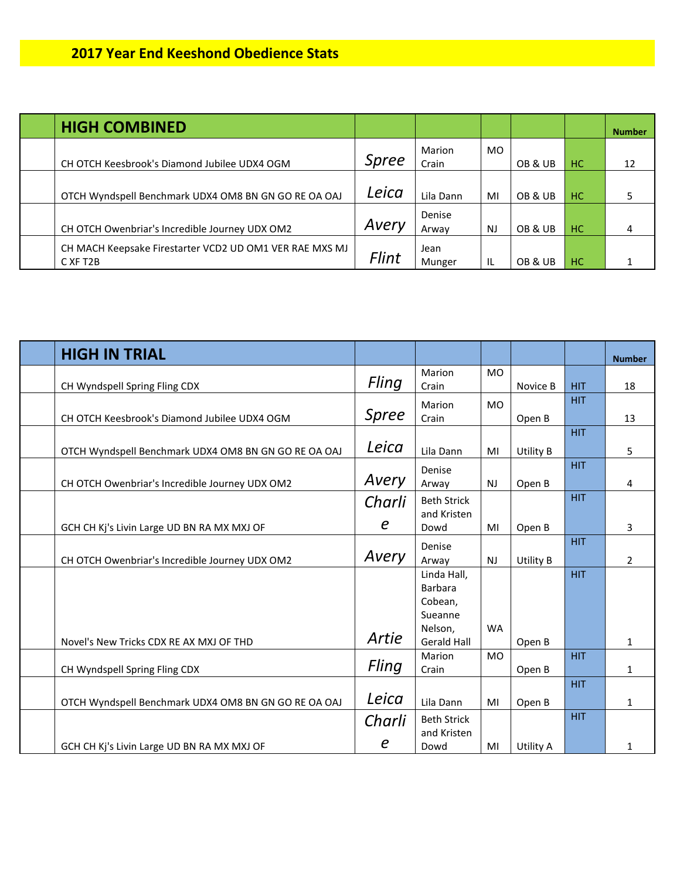# 2017 Year End Keeshond Obedience Stats

| | HIGH COMBINED | | | | | | Number |
|---|---|---|---|---|---|---|---|
| | CH OTCH Keesbrook's Diamond Jubilee UDX4 OGM | *Spree* | Marion Crain | MO | OB & UB | HC | 12 |
| | OTCH Wyndspell Benchmark UDX4 OM8 BN GN GO RE OA OAJ | *Leica* | Lila Dann | MI | OB & UB | HC | 5 |
| | CH OTCH Owenbriar's Incredible Journey UDX OM2 | *Avery* | Denise Arway | NJ | OB & UB | HC | 4 |
| | CH MACH Keepsake Firestarter VCD2 UD OM1 VER RAE MXS MJ C XF T2B | *Flint* | Jean Munger | IL | OB & UB | HC | 1 |

| | HIGH IN TRIAL | | | | | | Number |
|---|---|---|---|---|---|---|---|
| | CH Wyndspell Spring Fling CDX | *Fling* | Marion Crain | MO | Novice B | HIT | 18 |
| | CH OTCH Keesbrook's Diamond Jubilee UDX4 OGM | *Spree* | Marion Crain | MO | Open B | HIT | 13 |
| | OTCH Wyndspell Benchmark UDX4 OM8 BN GN GO RE OA OAJ | *Leica* | Lila Dann | MI | Utility B | HIT | 5 |
| | CH OTCH Owenbriar's Incredible Journey UDX OM2 | *Avery* | Denise Arway | NJ | Open B | HIT | 4 |
| | GCH CH Kj's Livin Large UD BN RA MX MXJ OF | *Charlie* | Beth Strick and Kristen Dowd | MI | Open B | HIT | 3 |
| | CH OTCH Owenbriar's Incredible Journey UDX OM2 | *Avery* | Denise Arway | NJ | Utility B | HIT | 2 |
| | Novel's New Tricks CDX RE AX MXJ OF THD | *Artie* | Linda Hall, Barbara Cobean, Sueanne Nelson, Gerald Hall | WA | Open B | HIT | 1 |
| | CH Wyndspell Spring Fling CDX | *Fling* | Marion Crain | MO | Open B | HIT | 1 |
| | OTCH Wyndspell Benchmark UDX4 OM8 BN GN GO RE OA OAJ | *Leica* | Lila Dann | MI | Open B | HIT | 1 |
| | GCH CH Kj's Livin Large UD BN RA MX MXJ OF | *Charlie* | Beth Strick and Kristen Dowd | MI | Utility A | HIT | 1 |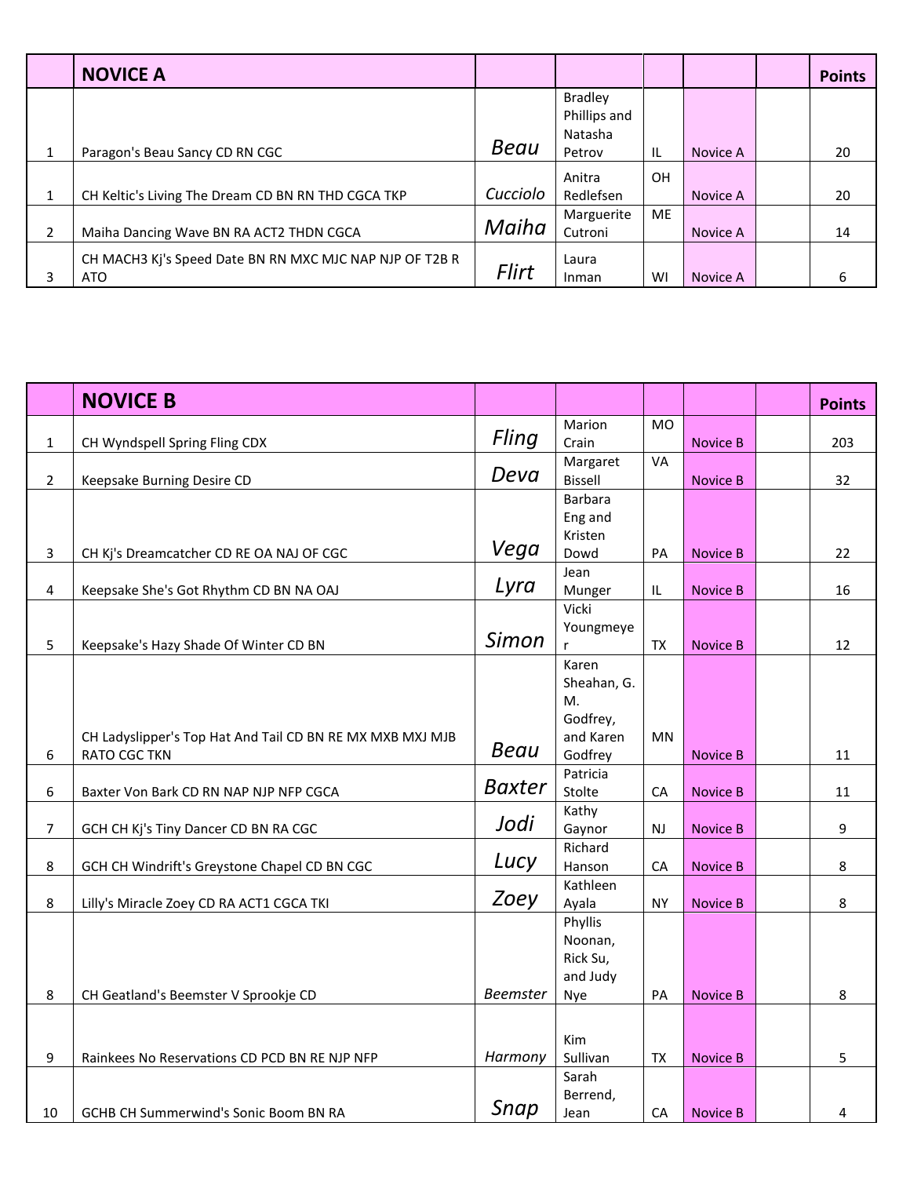| | NOVICE A | | | | | | Points |
|---|---|---|---|---|---|---|---|
| 1 | Paragon's Beau Sancy CD RN CGC | *Beau* | Bradley Phillips and Natasha Petrov | IL | Novice A | | 20 |
| 1 | CH Keltic's Living The Dream CD BN RN THD CGCA TKP | *Cucciolo* | Anitra Redlefsen | OH | Novice A | | 20 |
| 2 | Maiha Dancing Wave BN RA ACT2 THDN CGCA | *Maiha* | Marguerite Cutroni | ME | Novice A | | 14 |
| 3 | CH MACH3 Kj's Speed Date BN RN MXC MJC NAP NJP OF T2B R ATO | *Flirt* | Laura Inman | WI | Novice A | | 6 |

| | NOVICE B | | | | | | Points |
|---|---|---|---|---|---|---|---|
| 1 | CH Wyndspell Spring Fling CDX | *Fling* | Marion Crain | MO | Novice B | | 203 |
| 2 | Keepsake Burning Desire CD | *Deva* | Margaret Bissell | VA | Novice B | | 32 |
| 3 | CH Kj's Dreamcatcher CD RE OA NAJ OF CGC | *Vega* | Barbara Eng and Kristen Dowd | PA | Novice B | | 22 |
| 4 | Keepsake She's Got Rhythm CD BN NA OAJ | *Lyra* | Jean Munger | IL | Novice B | | 16 |
| 5 | Keepsake's Hazy Shade Of Winter CD BN | *Simon* | Vicki Youngmeyer | TX | Novice B | | 12 |
| 6 | CH Ladyslipper's Top Hat And Tail CD BN RE MX MXB MXJ MJB RATO CGC TKN | *Beau* | Karen Sheahan, G. M. Godfrey, and Karen Godfrey | MN | Novice B | | 11 |
| 6 | Baxter Von Bark CD RN NAP NJP NFP CGCA | *Baxter* | Patricia Stolte | CA | Novice B | | 11 |
| 7 | GCH CH Kj's Tiny Dancer CD BN RA CGC | *Jodi* | Kathy Gaynor | NJ | Novice B | | 9 |
| 8 | GCH CH Windrift's Greystone Chapel CD BN CGC | *Lucy* | Richard Hanson | CA | Novice B | | 8 |
| 8 | Lilly's Miracle Zoey CD RA ACT1 CGCA TKI | *Zoey* | Kathleen Ayala | NY | Novice B | | 8 |
| 8 | CH Geatland's Beemster V Sprookje CD | *Beemster* | Phyllis Noonan, Rick Su, and Judy Nye | PA | Novice B | | 8 |
| 9 | Rainkees No Reservations CD PCD BN RE NJP NFP | *Harmony* | Kim Sullivan | TX | Novice B | | 5 |
| 10 | GCHB CH Summerwind's Sonic Boom BN RA | *Snap* | Sarah Berrend, Jean | CA | Novice B | | 4 |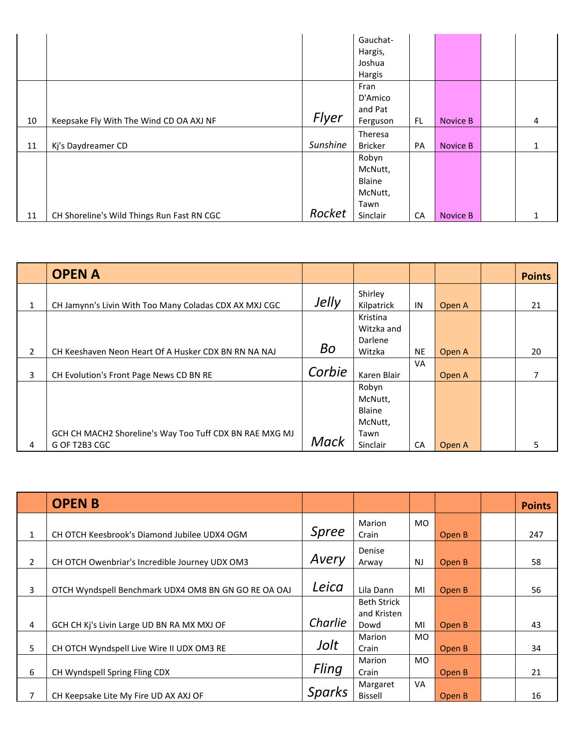| | | | | | | | |
|---|---|---|---|---|---|---|---|
| | | | Gauchat-Hargis, Joshua Hargis | | | | |
| 10 | Keepsake Fly With The Wind CD OA AXJ NF | *Flyer* | Fran D'Amico and Pat Ferguson | FL | Novice B | | 4 |
| 11 | Kj's Daydreamer CD | *Sunshine* | Theresa Bricker | PA | Novice B | | 1 |
| 11 | CH Shoreline's Wild Things Run Fast RN CGC | *Rocket* | Robyn McNutt, Blaine McNutt, Tawn Sinclair | CA | Novice B | | 1 |

| | **OPEN A** | | | | | | **Points** |
|---|---|---|---|---|---|---|---|
| 1 | CH Jamynn's Livin With Too Many Coladas CDX AX MXJ CGC | *Jelly* | Shirley Kilpatrick | IN | Open A | | 21 |
| 2 | CH Keeshaven Neon Heart Of A Husker CDX BN RN NA NAJ | *Bo* | Kristina Witzka and Darlene Witzka | NE | Open A | | 20 |
| 3 | CH Evolution's Front Page News CD BN RE | *Corbie* | Karen Blair | VA | Open A | | 7 |
| 4 | GCH CH MACH2 Shoreline's Way Too Tuff CDX BN RAE MXG MJG OF T2B3 CGC | *Mack* | Robyn McNutt, Blaine McNutt, Tawn Sinclair | CA | Open A | | 5 |

| | **OPEN B** | | | | | | **Points** |
|---|---|---|---|---|---|---|---|
| 1 | CH OTCH Keesbrook's Diamond Jubilee UDX4 OGM | *Spree* | Marion Crain | MO | Open B | | 247 |
| 2 | CH OTCH Owenbriar's Incredible Journey UDX OM3 | *Avery* | Denise Arway | NJ | Open B | | 58 |
| 3 | OTCH Wyndspell Benchmark UDX4 OM8 BN GN GO RE OA OAJ | *Leica* | Lila Dann | MI | Open B | | 56 |
| 4 | GCH CH Kj's Livin Large UD BN RA MX MXJ OF | *Charlie* | Beth Strick and Kristen Dowd | MI | Open B | | 43 |
| 5 | CH OTCH Wyndspell Live Wire II UDX OM3 RE | *Jolt* | Marion Crain | MO | Open B | | 34 |
| 6 | CH Wyndspell Spring Fling CDX | *Fling* | Marion Crain | MO | Open B | | 21 |
| 7 | CH Keepsake Lite My Fire UD AX AXJ OF | *Sparks* | Margaret Bissell | VA | Open B | | 16 |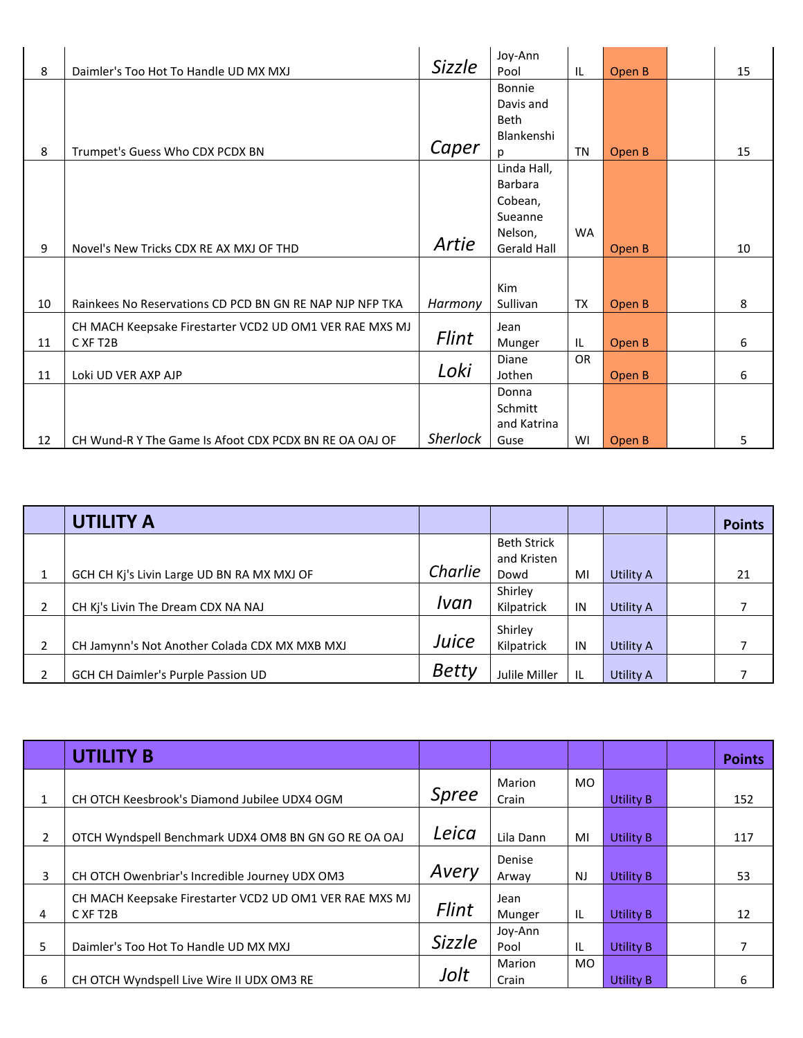| | | | | | | | |
|---|---|---|---|---|---|---|---|
| 8 | Daimler's Too Hot To Handle UD MX MXJ | *Sizzle* | Joy-Ann Pool | IL | Open B | | 15 |
| 8 | Trumpet's Guess Who CDX PCDX BN | *Caper* | Bonnie Davis and Beth Blankenship | TN | Open B | | 15 |
| 9 | Novel's New Tricks CDX RE AX MXJ OF THD | *Artie* | Linda Hall, Barbara Cobean, Sueanne Nelson, Gerald Hall | WA | Open B | | 10 |
| 10 | Rainkees No Reservations CD PCD BN GN RE NAP NJP NFP TKA | *Harmony* | Kim Sullivan | TX | Open B | | 8 |
| 11 | CH MACH Keepsake Firestarter VCD2 UD OM1 VER RAE MXS MJC XF T2B | *Flint* | Jean Munger | IL | Open B | | 6 |
| 11 | Loki UD VER AXP AJP | *Loki* | Diane Jothen | OR | Open B | | 6 |
| 12 | CH Wund-R Y The Game Is Afoot CDX PCDX BN RE OA OAJ OF | *Sherlock* | Donna Schmitt and Katrina Guse | WI | Open B | | 5 |

| | **UTILITY A** | | | | | | **Points** |
|---|---|---|---|---|---|---|---|
| 1 | GCH CH Kj's Livin Large UD BN RA MX MXJ OF | *Charlie* | Beth Strick and Kristen Dowd | MI | Utility A | | 21 |
| 2 | CH Kj's Livin The Dream CDX NA NAJ | *Ivan* | Shirley Kilpatrick | IN | Utility A | | 7 |
| 2 | CH Jamynn's Not Another Colada CDX MX MXB MXJ | *Juice* | Shirley Kilpatrick | IN | Utility A | | 7 |
| 2 | GCH CH Daimler's Purple Passion UD | *Betty* | Julile Miller | IL | Utility A | | 7 |

| | **UTILITY B** | | | | | | **Points** |
|---|---|---|---|---|---|---|---|
| 1 | CH OTCH Keesbrook's Diamond Jubilee UDX4 OGM | *Spree* | Marion Crain | MO | Utility B | | 152 |
| 2 | OTCH Wyndspell Benchmark UDX4 OM8 BN GN GO RE OA OAJ | *Leica* | Lila Dann | MI | Utility B | | 117 |
| 3 | CH OTCH Owenbriar's Incredible Journey UDX OM3 | *Avery* | Denise Arway | NJ | Utility B | | 53 |
| 4 | CH MACH Keepsake Firestarter VCD2 UD OM1 VER RAE MXS MJC XF T2B | *Flint* | Jean Munger | IL | Utility B | | 12 |
| 5 | Daimler's Too Hot To Handle UD MX MXJ | *Sizzle* | Joy-Ann Pool | IL | Utility B | | 7 |
| 6 | CH OTCH Wyndspell Live Wire II UDX OM3 RE | *Jolt* | Marion Crain | MO | Utility B | | 6 |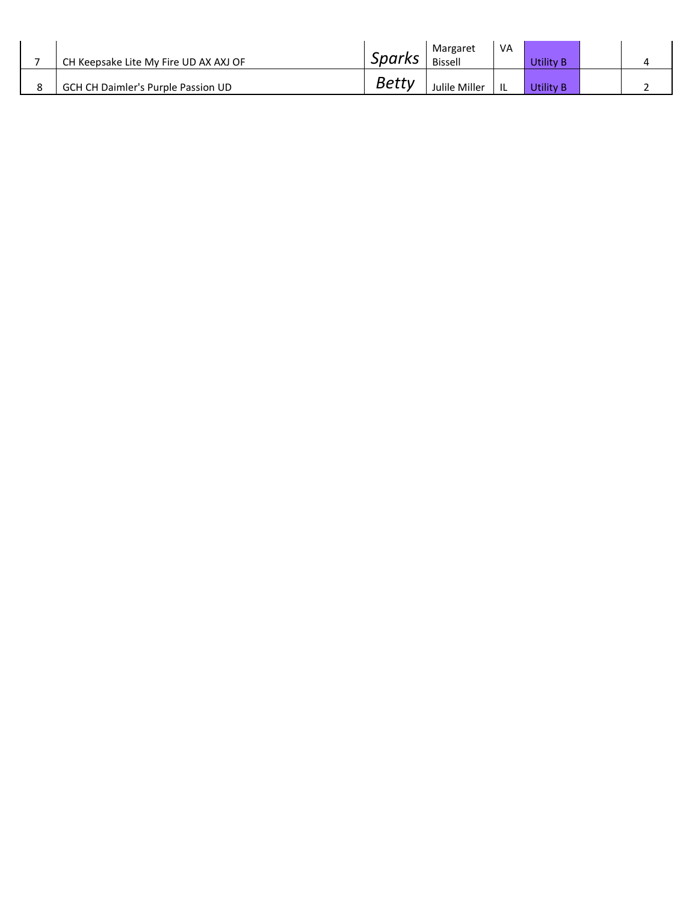| | | | | | | | |
|---|---|---|---|---|---|---|---|
| 7 | CH Keepsake Lite My Fire UD AX AXJ OF | *Sparks* | Margaret Bissell | VA | Utility B | | 4 |
| 8 | GCH CH Daimler's Purple Passion UD | *Betty* | Julile Miller | IL | Utility B | | 2 |